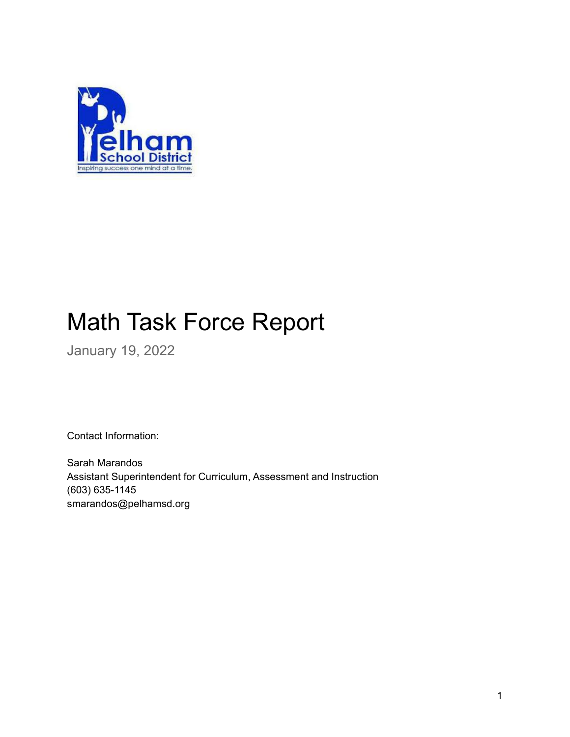# Math Task Force Report

January 19, 2022

Contact Information:

Sarah Marandos
Assistant Superintendent for Curriculum, Assessment and Instruction
(603) 635-1145
smarandos@pelhamsd.org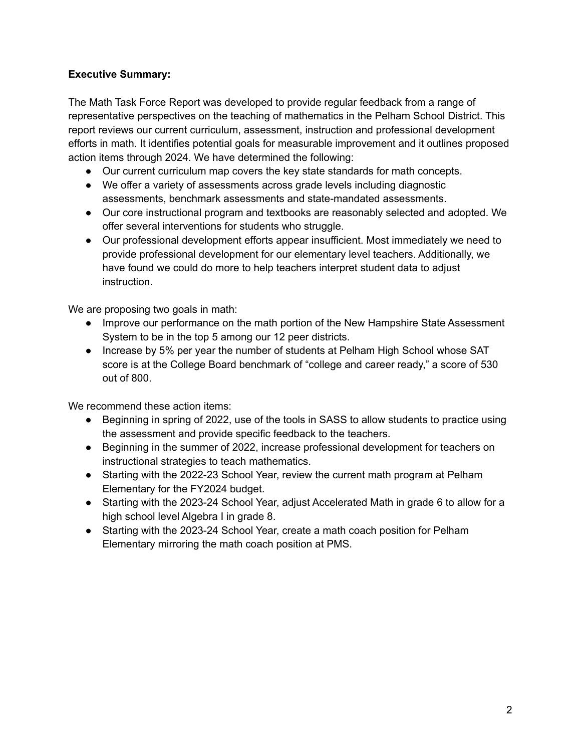**Executive Summary:**

The Math Task Force Report was developed to provide regular feedback from a range of representative perspectives on the teaching of mathematics in the Pelham School District. This report reviews our current curriculum, assessment, instruction and professional development efforts in math. It identifies potential goals for measurable improvement and it outlines proposed action items through 2024. We have determined the following:

- Our current curriculum map covers the key state standards for math concepts.
- We offer a variety of assessments across grade levels including diagnostic assessments, benchmark assessments and state-mandated assessments.
- Our core instructional program and textbooks are reasonably selected and adopted. We offer several interventions for students who struggle.
- Our professional development efforts appear insufficient. Most immediately we need to provide professional development for our elementary level teachers. Additionally, we have found we could do more to help teachers interpret student data to adjust instruction.

We are proposing two goals in math:

- Improve our performance on the math portion of the New Hampshire State Assessment System to be in the top 5 among our 12 peer districts.
- Increase by 5% per year the number of students at Pelham High School whose SAT score is at the College Board benchmark of "college and career ready," a score of 530 out of 800.

We recommend these action items:

- Beginning in spring of 2022, use of the tools in SASS to allow students to practice using the assessment and provide specific feedback to the teachers.
- Beginning in the summer of 2022, increase professional development for teachers on instructional strategies to teach mathematics.
- Starting with the 2022-23 School Year, review the current math program at Pelham Elementary for the FY2024 budget.
- Starting with the 2023-24 School Year, adjust Accelerated Math in grade 6 to allow for a high school level Algebra I in grade 8.
- Starting with the 2023-24 School Year, create a math coach position for Pelham Elementary mirroring the math coach position at PMS.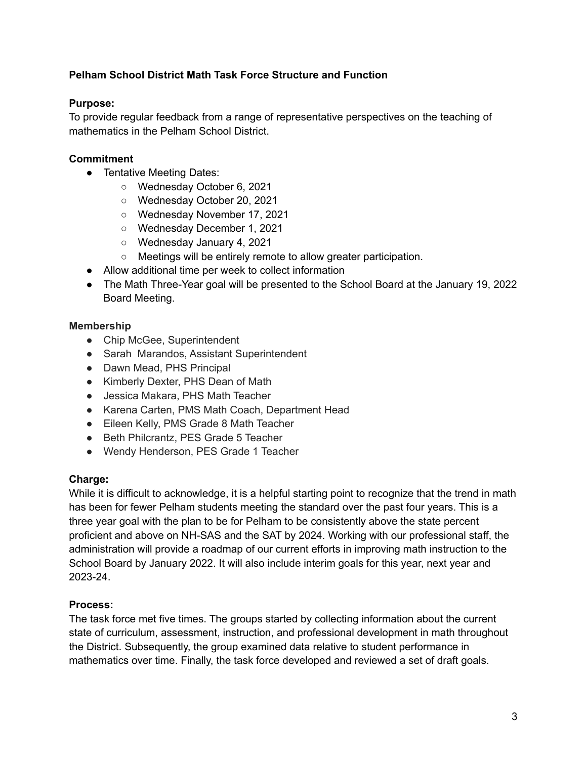**Pelham School District Math Task Force Structure and Function**

**Purpose:**
To provide regular feedback from a range of representative perspectives on the teaching of mathematics in the Pelham School District.

**Commitment**

- Tentative Meeting Dates:
  - Wednesday October 6, 2021
  - Wednesday October 20, 2021
  - Wednesday November 17, 2021
  - Wednesday December 1, 2021
  - Wednesday January 4, 2021
  - Meetings will be entirely remote to allow greater participation.
- Allow additional time per week to collect information
- The Math Three-Year goal will be presented to the School Board at the January 19, 2022 Board Meeting.

**Membership**

- Chip McGee, Superintendent
- Sarah Marandos, Assistant Superintendent
- Dawn Mead, PHS Principal
- Kimberly Dexter, PHS Dean of Math
- Jessica Makara, PHS Math Teacher
- Karena Carten, PMS Math Coach, Department Head
- Eileen Kelly, PMS Grade 8 Math Teacher
- Beth Philcrantz, PES Grade 5 Teacher
- Wendy Henderson, PES Grade 1 Teacher

**Charge:**
While it is difficult to acknowledge, it is a helpful starting point to recognize that the trend in math has been for fewer Pelham students meeting the standard over the past four years. This is a three year goal with the plan to be for Pelham to be consistently above the state percent proficient and above on NH-SAS and the SAT by 2024. Working with our professional staff, the administration will provide a roadmap of our current efforts in improving math instruction to the School Board by January 2022. It will also include interim goals for this year, next year and 2023-24.

**Process:**
The task force met five times. The groups started by collecting information about the current state of curriculum, assessment, instruction, and professional development in math throughout the District. Subsequently, the group examined data relative to student performance in mathematics over time. Finally, the task force developed and reviewed a set of draft goals.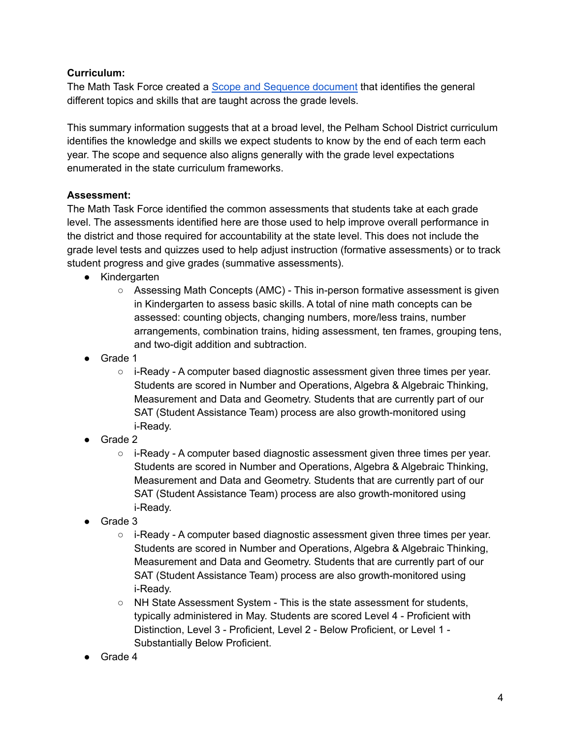**Curriculum:**
The Math Task Force created a [Scope and Sequence document]() that identifies the general different topics and skills that are taught across the grade levels.

This summary information suggests that at a broad level, the Pelham School District curriculum identifies the knowledge and skills we expect students to know by the end of each term each year. The scope and sequence also aligns generally with the grade level expectations enumerated in the state curriculum frameworks.

**Assessment:**
The Math Task Force identified the common assessments that students take at each grade level. The assessments identified here are those used to help improve overall performance in the district and those required for accountability at the state level. This does not include the grade level tests and quizzes used to help adjust instruction (formative assessments) or to track student progress and give grades (summative assessments).

- Kindergarten
  - Assessing Math Concepts (AMC) - This in-person formative assessment is given in Kindergarten to assess basic skills. A total of nine math concepts can be assessed: counting objects, changing numbers, more/less trains, number arrangements, combination trains, hiding assessment, ten frames, grouping tens, and two-digit addition and subtraction.
- Grade 1
  - i-Ready - A computer based diagnostic assessment given three times per year. Students are scored in Number and Operations, Algebra & Algebraic Thinking, Measurement and Data and Geometry. Students that are currently part of our SAT (Student Assistance Team) process are also growth-monitored using i-Ready.
- Grade 2
  - i-Ready - A computer based diagnostic assessment given three times per year. Students are scored in Number and Operations, Algebra & Algebraic Thinking, Measurement and Data and Geometry. Students that are currently part of our SAT (Student Assistance Team) process are also growth-monitored using i-Ready.
- Grade 3
  - i-Ready - A computer based diagnostic assessment given three times per year. Students are scored in Number and Operations, Algebra & Algebraic Thinking, Measurement and Data and Geometry. Students that are currently part of our SAT (Student Assistance Team) process are also growth-monitored using i-Ready.
  - NH State Assessment System - This is the state assessment for students, typically administered in May. Students are scored Level 4 - Proficient with Distinction, Level 3 - Proficient, Level 2 - Below Proficient, or Level 1 - Substantially Below Proficient.
- Grade 4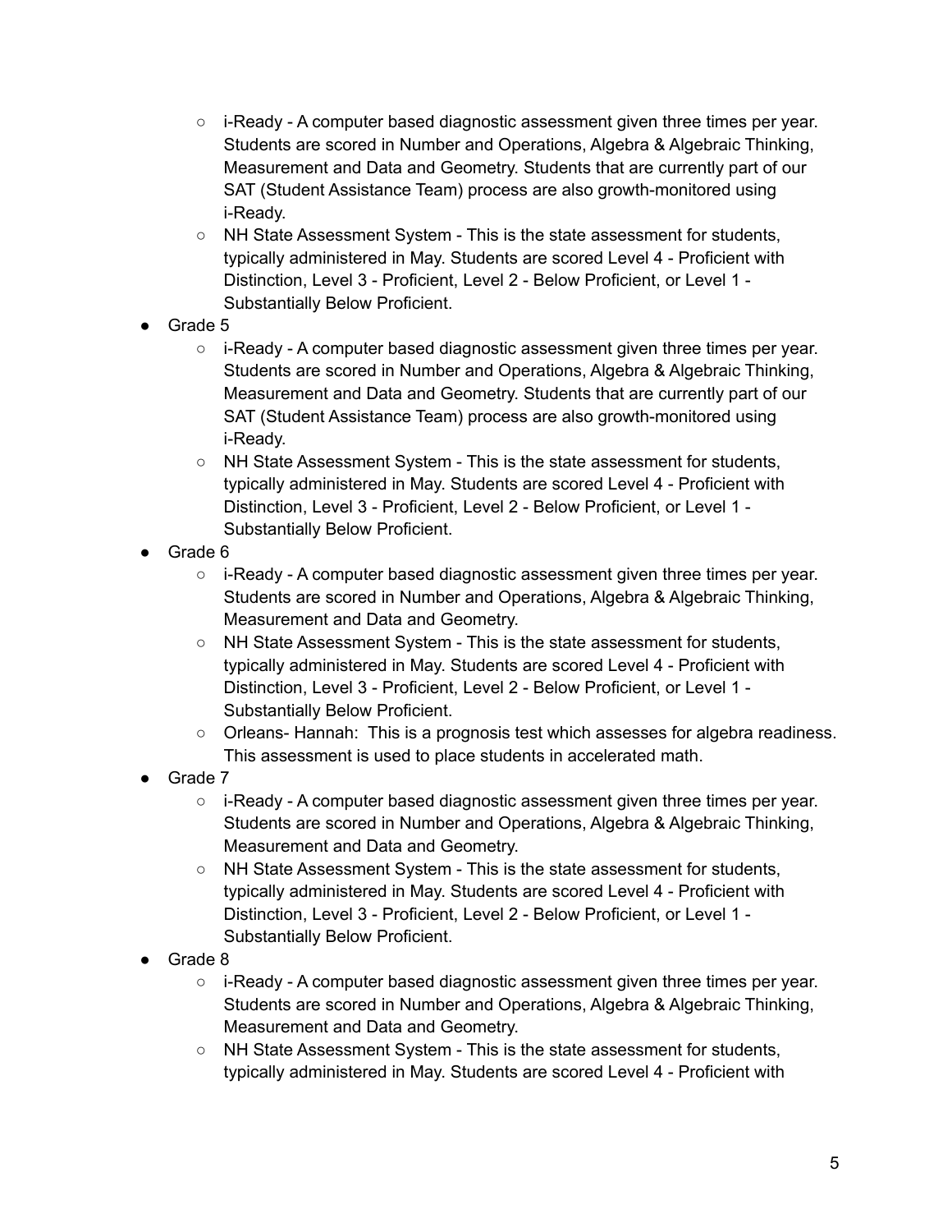- i-Ready - A computer based diagnostic assessment given three times per year. Students are scored in Number and Operations, Algebra & Algebraic Thinking, Measurement and Data and Geometry. Students that are currently part of our SAT (Student Assistance Team) process are also growth-monitored using i-Ready.
    - NH State Assessment System - This is the state assessment for students, typically administered in May. Students are scored Level 4 - Proficient with Distinction, Level 3 - Proficient, Level 2 - Below Proficient, or Level 1 - Substantially Below Proficient.
- Grade 5
    - i-Ready - A computer based diagnostic assessment given three times per year. Students are scored in Number and Operations, Algebra & Algebraic Thinking, Measurement and Data and Geometry. Students that are currently part of our SAT (Student Assistance Team) process are also growth-monitored using i-Ready.
    - NH State Assessment System - This is the state assessment for students, typically administered in May. Students are scored Level 4 - Proficient with Distinction, Level 3 - Proficient, Level 2 - Below Proficient, or Level 1 - Substantially Below Proficient.
- Grade 6
    - i-Ready - A computer based diagnostic assessment given three times per year. Students are scored in Number and Operations, Algebra & Algebraic Thinking, Measurement and Data and Geometry.
    - NH State Assessment System - This is the state assessment for students, typically administered in May. Students are scored Level 4 - Proficient with Distinction, Level 3 - Proficient, Level 2 - Below Proficient, or Level 1 - Substantially Below Proficient.
    - Orleans- Hannah: This is a prognosis test which assesses for algebra readiness. This assessment is used to place students in accelerated math.
- Grade 7
    - i-Ready - A computer based diagnostic assessment given three times per year. Students are scored in Number and Operations, Algebra & Algebraic Thinking, Measurement and Data and Geometry.
    - NH State Assessment System - This is the state assessment for students, typically administered in May. Students are scored Level 4 - Proficient with Distinction, Level 3 - Proficient, Level 2 - Below Proficient, or Level 1 - Substantially Below Proficient.
- Grade 8
    - i-Ready - A computer based diagnostic assessment given three times per year. Students are scored in Number and Operations, Algebra & Algebraic Thinking, Measurement and Data and Geometry.
    - NH State Assessment System - This is the state assessment for students, typically administered in May. Students are scored Level 4 - Proficient with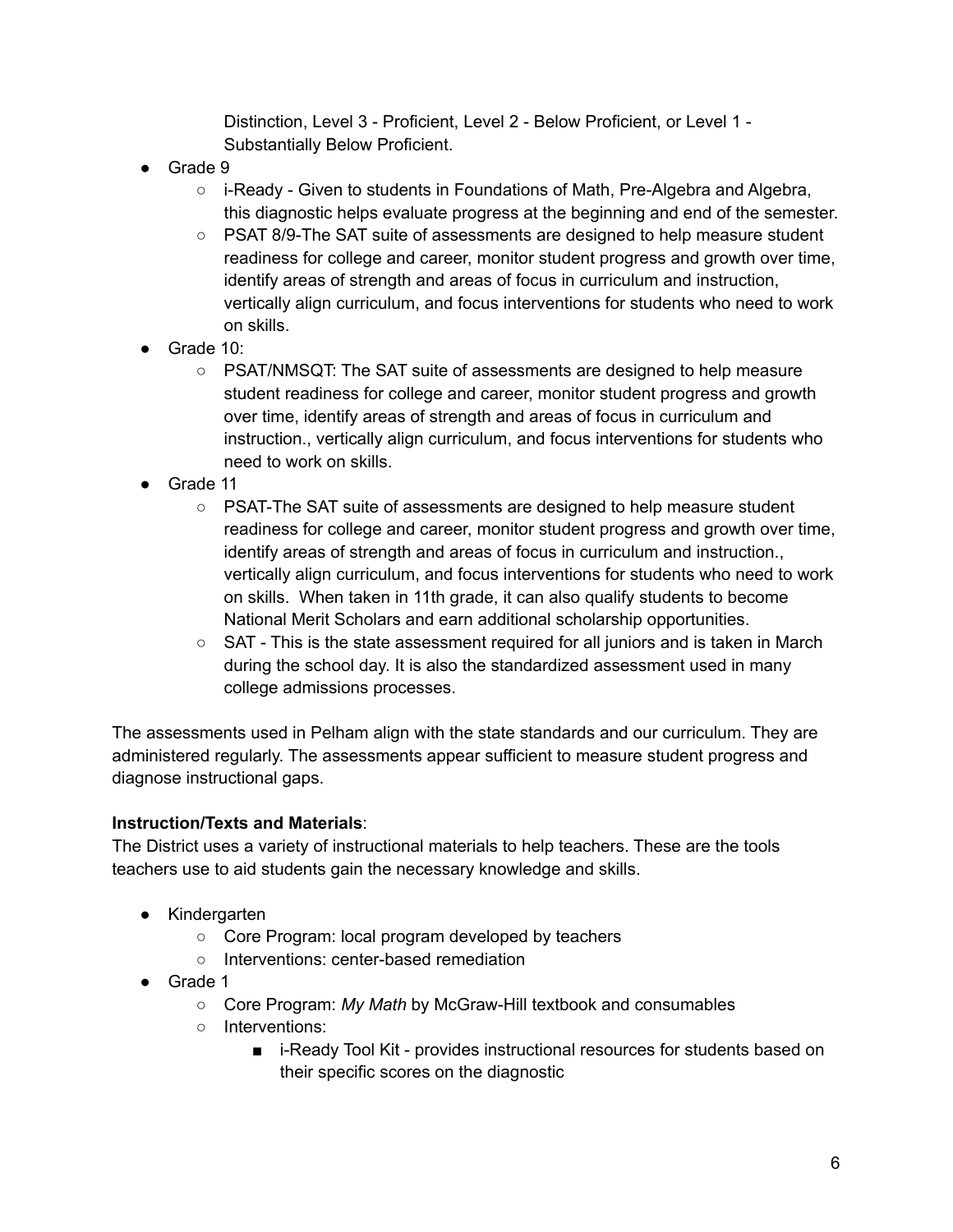Distinction, Level 3 - Proficient, Level 2 - Below Proficient, or Level 1 - Substantially Below Proficient.

- Grade 9
  - i-Ready - Given to students in Foundations of Math, Pre-Algebra and Algebra, this diagnostic helps evaluate progress at the beginning and end of the semester.
  - PSAT 8/9-The SAT suite of assessments are designed to help measure student readiness for college and career, monitor student progress and growth over time, identify areas of strength and areas of focus in curriculum and instruction, vertically align curriculum, and focus interventions for students who need to work on skills.
- Grade 10:
  - PSAT/NMSQT: The SAT suite of assessments are designed to help measure student readiness for college and career, monitor student progress and growth over time, identify areas of strength and areas of focus in curriculum and instruction., vertically align curriculum, and focus interventions for students who need to work on skills.
- Grade 11
  - PSAT-The SAT suite of assessments are designed to help measure student readiness for college and career, monitor student progress and growth over time, identify areas of strength and areas of focus in curriculum and instruction., vertically align curriculum, and focus interventions for students who need to work on skills. When taken in 11th grade, it can also qualify students to become National Merit Scholars and earn additional scholarship opportunities.
  - SAT - This is the state assessment required for all juniors and is taken in March during the school day. It is also the standardized assessment used in many college admissions processes.

The assessments used in Pelham align with the state standards and our curriculum. They are administered regularly. The assessments appear sufficient to measure student progress and diagnose instructional gaps.

**Instruction/Texts and Materials**:
The District uses a variety of instructional materials to help teachers. These are the tools teachers use to aid students gain the necessary knowledge and skills.

- Kindergarten
  - Core Program: local program developed by teachers
  - Interventions: center-based remediation
- Grade 1
  - Core Program: *My Math* by McGraw-Hill textbook and consumables
  - Interventions:
    - i-Ready Tool Kit - provides instructional resources for students based on their specific scores on the diagnostic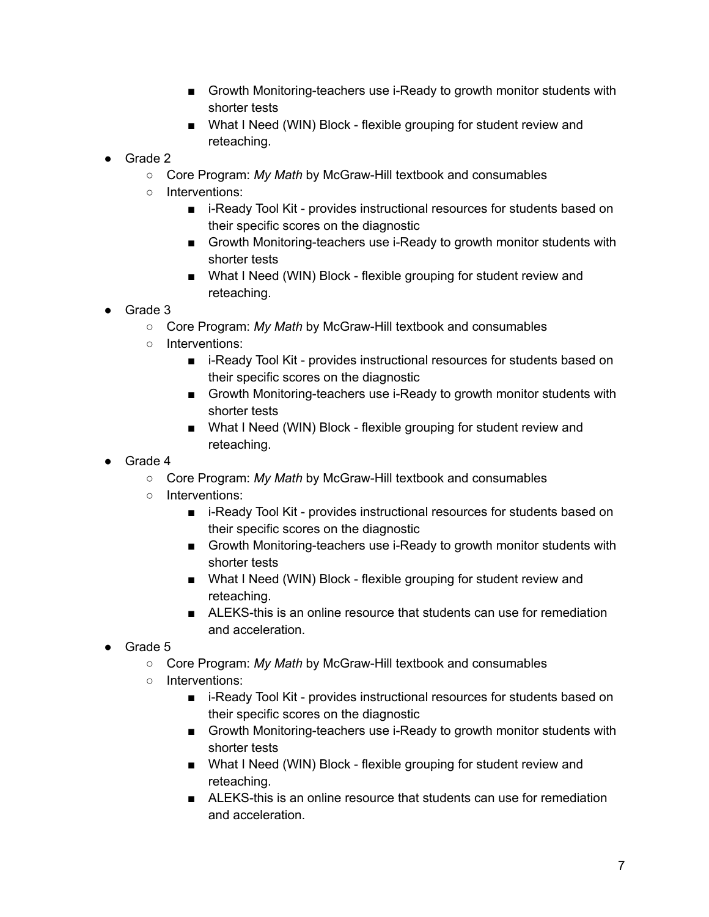- Growth Monitoring-teachers use i-Ready to growth monitor students with shorter tests
        - What I Need (WIN) Block - flexible grouping for student review and reteaching.
- Grade 2
    - Core Program: *My Math* by McGraw-Hill textbook and consumables
    - Interventions:
        - i-Ready Tool Kit - provides instructional resources for students based on their specific scores on the diagnostic
        - Growth Monitoring-teachers use i-Ready to growth monitor students with shorter tests
        - What I Need (WIN) Block - flexible grouping for student review and reteaching.
- Grade 3
    - Core Program: *My Math* by McGraw-Hill textbook and consumables
    - Interventions:
        - i-Ready Tool Kit - provides instructional resources for students based on their specific scores on the diagnostic
        - Growth Monitoring-teachers use i-Ready to growth monitor students with shorter tests
        - What I Need (WIN) Block - flexible grouping for student review and reteaching.
- Grade 4
    - Core Program: *My Math* by McGraw-Hill textbook and consumables
    - Interventions:
        - i-Ready Tool Kit - provides instructional resources for students based on their specific scores on the diagnostic
        - Growth Monitoring-teachers use i-Ready to growth monitor students with shorter tests
        - What I Need (WIN) Block - flexible grouping for student review and reteaching.
        - ALEKS-this is an online resource that students can use for remediation and acceleration.
- Grade 5
    - Core Program: *My Math* by McGraw-Hill textbook and consumables
    - Interventions:
        - i-Ready Tool Kit - provides instructional resources for students based on their specific scores on the diagnostic
        - Growth Monitoring-teachers use i-Ready to growth monitor students with shorter tests
        - What I Need (WIN) Block - flexible grouping for student review and reteaching.
        - ALEKS-this is an online resource that students can use for remediation and acceleration.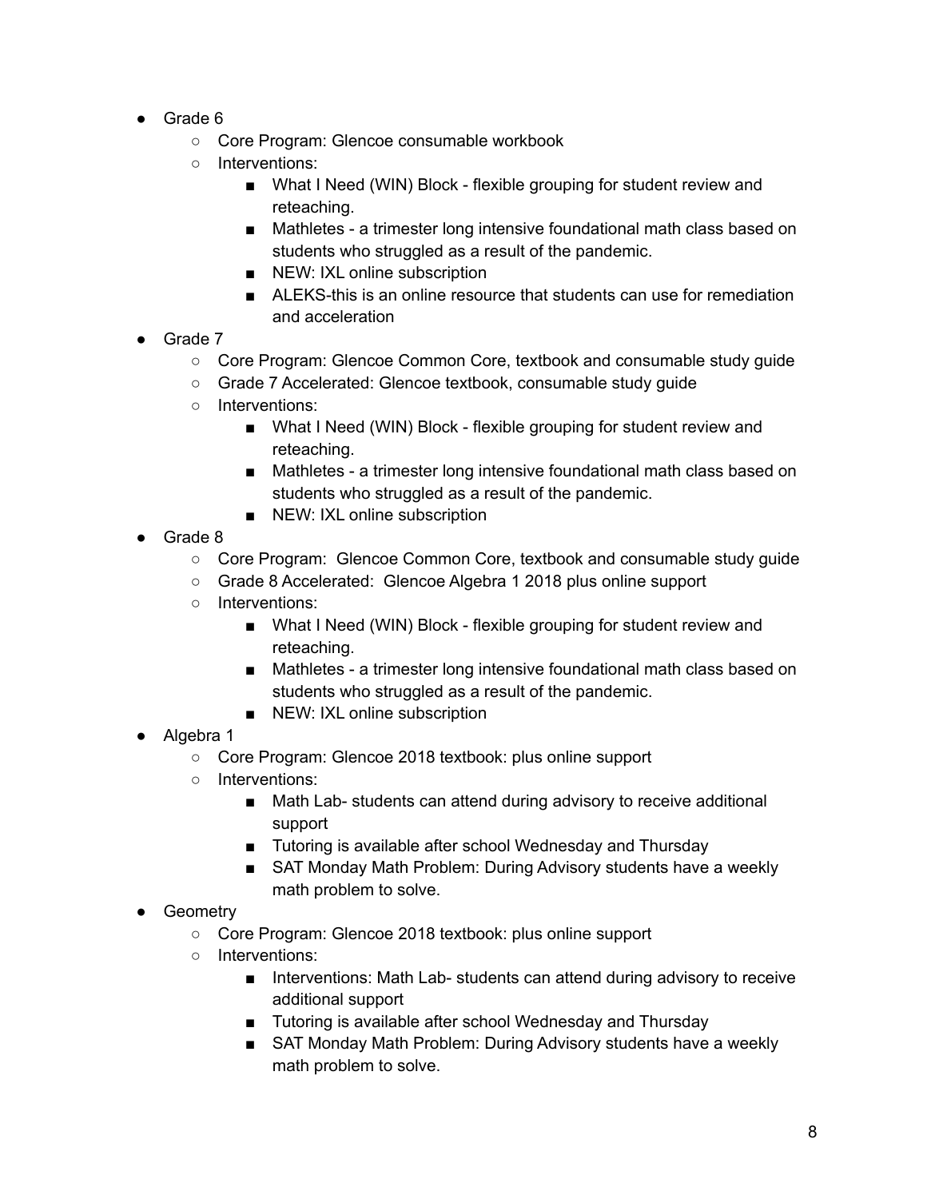- Grade 6
  - Core Program: Glencoe consumable workbook
  - Interventions:
    - What I Need (WIN) Block - flexible grouping for student review and reteaching.
    - Mathletes - a trimester long intensive foundational math class based on students who struggled as a result of the pandemic.
    - NEW: IXL online subscription
    - ALEKS-this is an online resource that students can use for remediation and acceleration
- Grade 7
  - Core Program: Glencoe Common Core, textbook and consumable study guide
  - Grade 7 Accelerated: Glencoe textbook, consumable study guide
  - Interventions:
    - What I Need (WIN) Block - flexible grouping for student review and reteaching.
    - Mathletes - a trimester long intensive foundational math class based on students who struggled as a result of the pandemic.
    - NEW: IXL online subscription
- Grade 8
  - Core Program: Glencoe Common Core, textbook and consumable study guide
  - Grade 8 Accelerated: Glencoe Algebra 1 2018 plus online support
  - Interventions:
    - What I Need (WIN) Block - flexible grouping for student review and reteaching.
    - Mathletes - a trimester long intensive foundational math class based on students who struggled as a result of the pandemic.
    - NEW: IXL online subscription
- Algebra 1
  - Core Program: Glencoe 2018 textbook: plus online support
  - Interventions:
    - Math Lab- students can attend during advisory to receive additional support
    - Tutoring is available after school Wednesday and Thursday
    - SAT Monday Math Problem: During Advisory students have a weekly math problem to solve.
- Geometry
  - Core Program: Glencoe 2018 textbook: plus online support
  - Interventions:
    - Interventions: Math Lab- students can attend during advisory to receive additional support
    - Tutoring is available after school Wednesday and Thursday
    - SAT Monday Math Problem: During Advisory students have a weekly math problem to solve.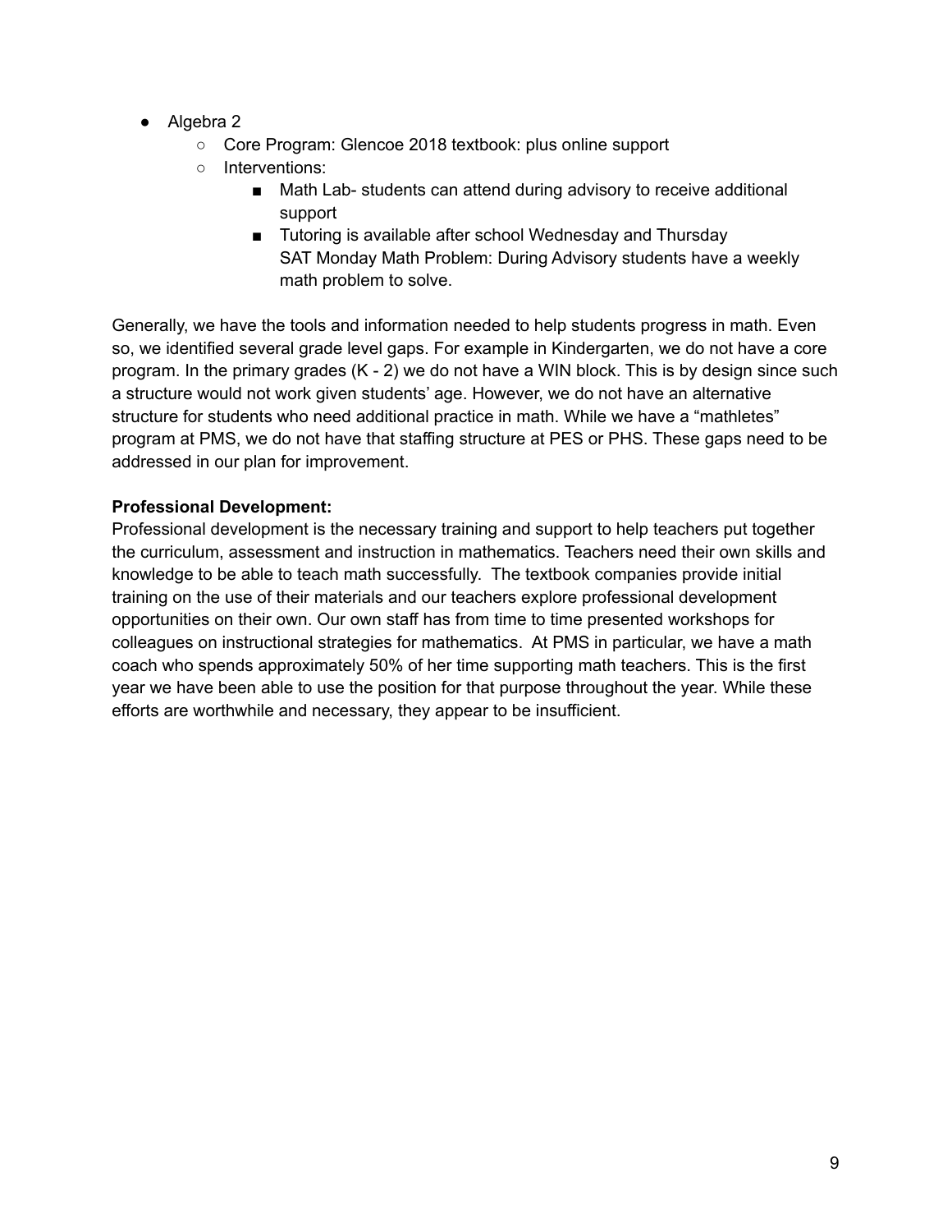- Algebra 2
    - Core Program: Glencoe 2018 textbook: plus online support
    - Interventions:
        - Math Lab- students can attend during advisory to receive additional support
        - Tutoring is available after school Wednesday and Thursday
          SAT Monday Math Problem: During Advisory students have a weekly math problem to solve.

Generally, we have the tools and information needed to help students progress in math. Even so, we identified several grade level gaps. For example in Kindergarten, we do not have a core program. In the primary grades (K - 2) we do not have a WIN block. This is by design since such a structure would not work given students' age. However, we do not have an alternative structure for students who need additional practice in math. While we have a "mathletes" program at PMS, we do not have that staffing structure at PES or PHS. These gaps need to be addressed in our plan for improvement.

**Professional Development:**
Professional development is the necessary training and support to help teachers put together the curriculum, assessment and instruction in mathematics. Teachers need their own skills and knowledge to be able to teach math successfully. The textbook companies provide initial training on the use of their materials and our teachers explore professional development opportunities on their own. Our own staff has from time to time presented workshops for colleagues on instructional strategies for mathematics. At PMS in particular, we have a math coach who spends approximately 50% of her time supporting math teachers. This is the first year we have been able to use the position for that purpose throughout the year. While these efforts are worthwhile and necessary, they appear to be insufficient.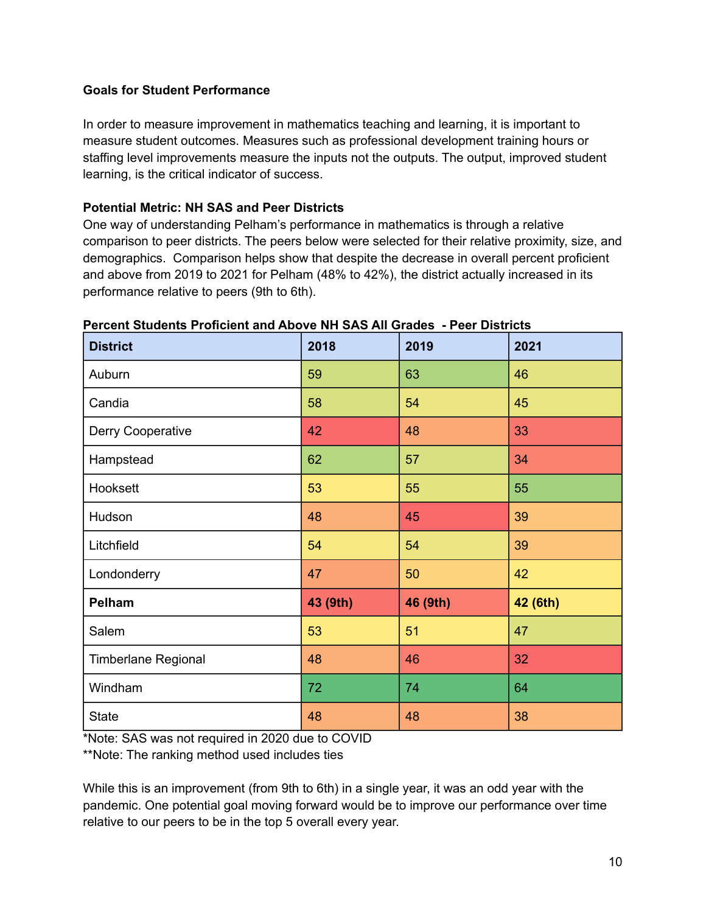**Goals for Student Performance**

In order to measure improvement in mathematics teaching and learning, it is important to measure student outcomes. Measures such as professional development training hours or staffing level improvements measure the inputs not the outputs. The output, improved student learning, is the critical indicator of success.

**Potential Metric: NH SAS and Peer Districts**

One way of understanding Pelham's performance in mathematics is through a relative comparison to peer districts. The peers below were selected for their relative proximity, size, and demographics. Comparison helps show that despite the decrease in overall percent proficient and above from 2019 to 2021 for Pelham (48% to 42%), the district actually increased in its performance relative to peers (9th to 6th).

**Percent Students Proficient and Above NH SAS All Grades - Peer Districts**

| District | 2018 | 2019 | 2021 |
|---|---|---|---|
| Auburn | 59 | 63 | 46 |
| Candia | 58 | 54 | 45 |
| Derry Cooperative | 42 | 48 | 33 |
| Hampstead | 62 | 57 | 34 |
| Hooksett | 53 | 55 | 55 |
| Hudson | 48 | 45 | 39 |
| Litchfield | 54 | 54 | 39 |
| Londonderry | 47 | 50 | 42 |
| **Pelham** | **43 (9th)** | **46 (9th)** | **42 (6th)** |
| Salem | 53 | 51 | 47 |
| Timberlane Regional | 48 | 46 | 32 |
| Windham | 72 | 74 | 64 |
| State | 48 | 48 | 38 |

*Note: SAS was not required in 2020 due to COVID
**Note: The ranking method used includes ties

While this is an improvement (from 9th to 6th) in a single year, it was an odd year with the pandemic. One potential goal moving forward would be to improve our performance over time relative to our peers to be in the top 5 overall every year.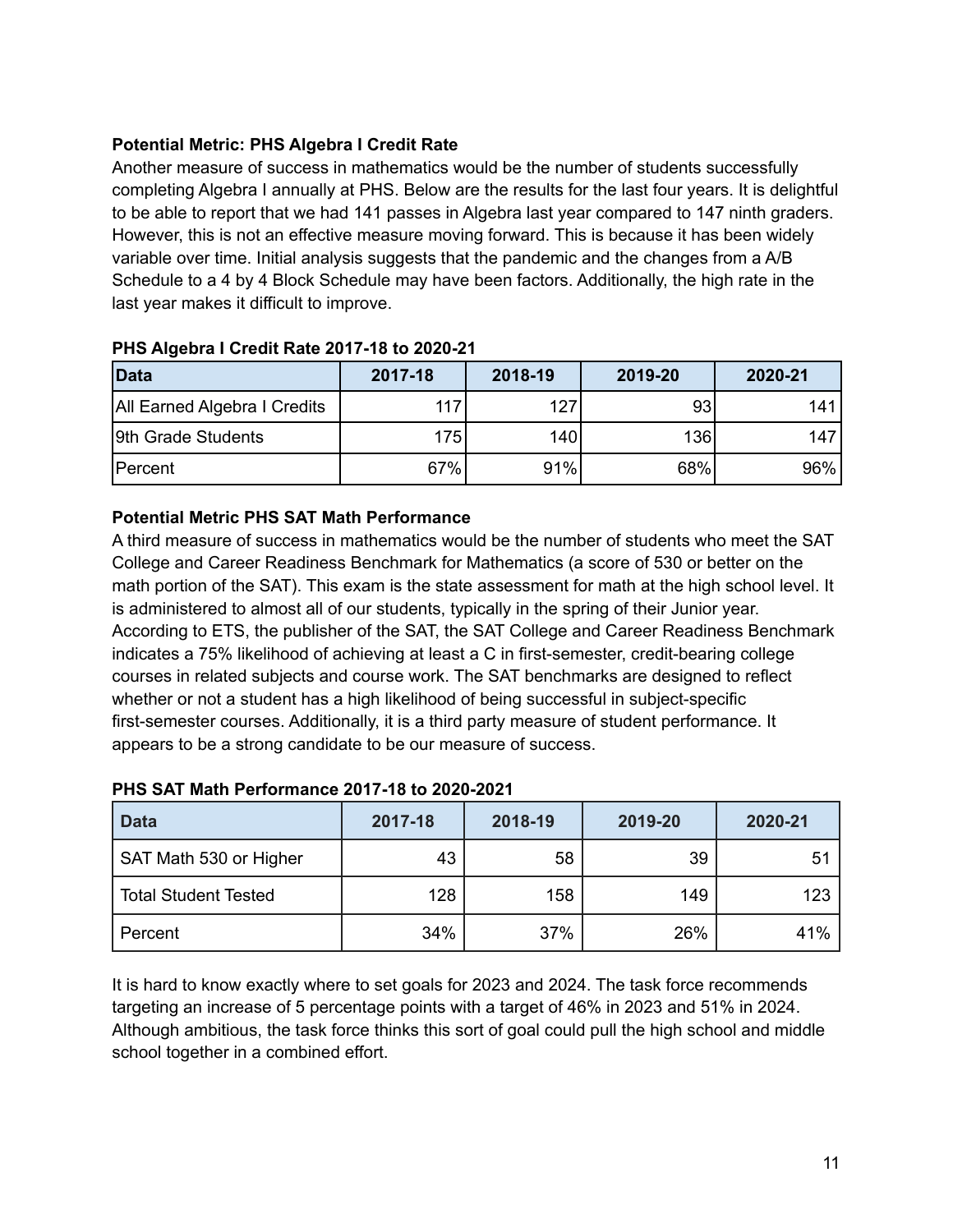**Potential Metric: PHS Algebra I Credit Rate**

Another measure of success in mathematics would be the number of students successfully completing Algebra I annually at PHS. Below are the results for the last four years. It is delightful to be able to report that we had 141 passes in Algebra last year compared to 147 ninth graders. However, this is not an effective measure moving forward. This is because it has been widely variable over time. Initial analysis suggests that the pandemic and the changes from a A/B Schedule to a 4 by 4 Block Schedule may have been factors. Additionally, the high rate in the last year makes it difficult to improve.

**PHS Algebra I Credit Rate 2017-18 to 2020-21**

| Data | 2017-18 | 2018-19 | 2019-20 | 2020-21 |
|---|---|---|---|---|
| All Earned Algebra I Credits | 117 | 127 | 93 | 141 |
| 9th Grade Students | 175 | 140 | 136 | 147 |
| Percent | 67% | 91% | 68% | 96% |

**Potential Metric PHS SAT Math Performance**

A third measure of success in mathematics would be the number of students who meet the SAT College and Career Readiness Benchmark for Mathematics (a score of 530 or better on the math portion of the SAT). This exam is the state assessment for math at the high school level. It is administered to almost all of our students, typically in the spring of their Junior year. According to ETS, the publisher of the SAT, the SAT College and Career Readiness Benchmark indicates a 75% likelihood of achieving at least a C in first-semester, credit-bearing college courses in related subjects and course work. The SAT benchmarks are designed to reflect whether or not a student has a high likelihood of being successful in subject-specific first-semester courses. Additionally, it is a third party measure of student performance. It appears to be a strong candidate to be our measure of success.

**PHS SAT Math Performance 2017-18 to 2020-2021**

| Data | 2017-18 | 2018-19 | 2019-20 | 2020-21 |
|---|---|---|---|---|
| SAT Math 530 or Higher | 43 | 58 | 39 | 51 |
| Total Student Tested | 128 | 158 | 149 | 123 |
| Percent | 34% | 37% | 26% | 41% |

It is hard to know exactly where to set goals for 2023 and 2024. The task force recommends targeting an increase of 5 percentage points with a target of 46% in 2023 and 51% in 2024. Although ambitious, the task force thinks this sort of goal could pull the high school and middle school together in a combined effort.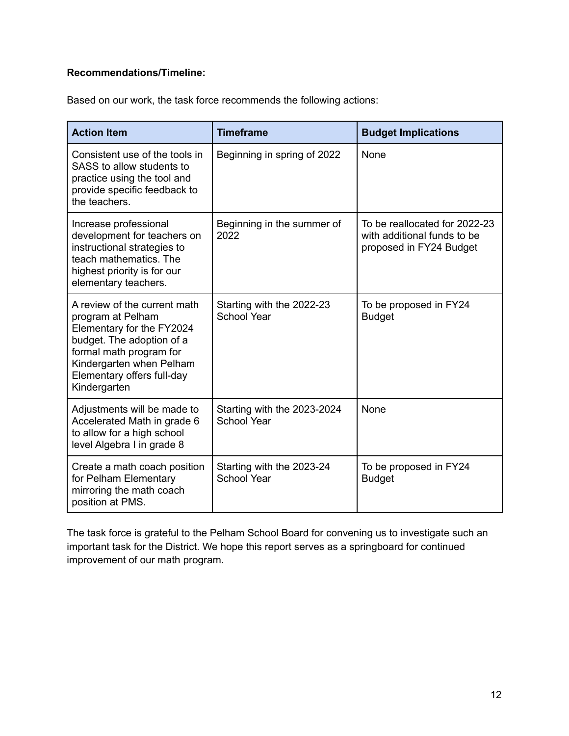**Recommendations/Timeline:**

Based on our work, the task force recommends the following actions:

| Action Item | Timeframe | Budget Implications |
| --- | --- | --- |
| Consistent use of the tools in SASS to allow students to practice using the tool and provide specific feedback to the teachers. | Beginning in spring of 2022 | None |
| Increase professional development for teachers on instructional strategies to teach mathematics. The highest priority is for our elementary teachers. | Beginning in the summer of 2022 | To be reallocated for 2022-23 with additional funds to be proposed in FY24 Budget |
| A review of the current math program at Pelham Elementary for the FY2024 budget. The adoption of a formal math program for Kindergarten when Pelham Elementary offers full-day Kindergarten | Starting with the 2022-23 School Year | To be proposed in FY24 Budget |
| Adjustments will be made to Accelerated Math in grade 6 to allow for a high school level Algebra I in grade 8 | Starting with the 2023-2024 School Year | None |
| Create a math coach position for Pelham Elementary mirroring the math coach position at PMS. | Starting with the 2023-24 School Year | To be proposed in FY24 Budget |

The task force is grateful to the Pelham School Board for convening us to investigate such an important task for the District. We hope this report serves as a springboard for continued improvement of our math program.